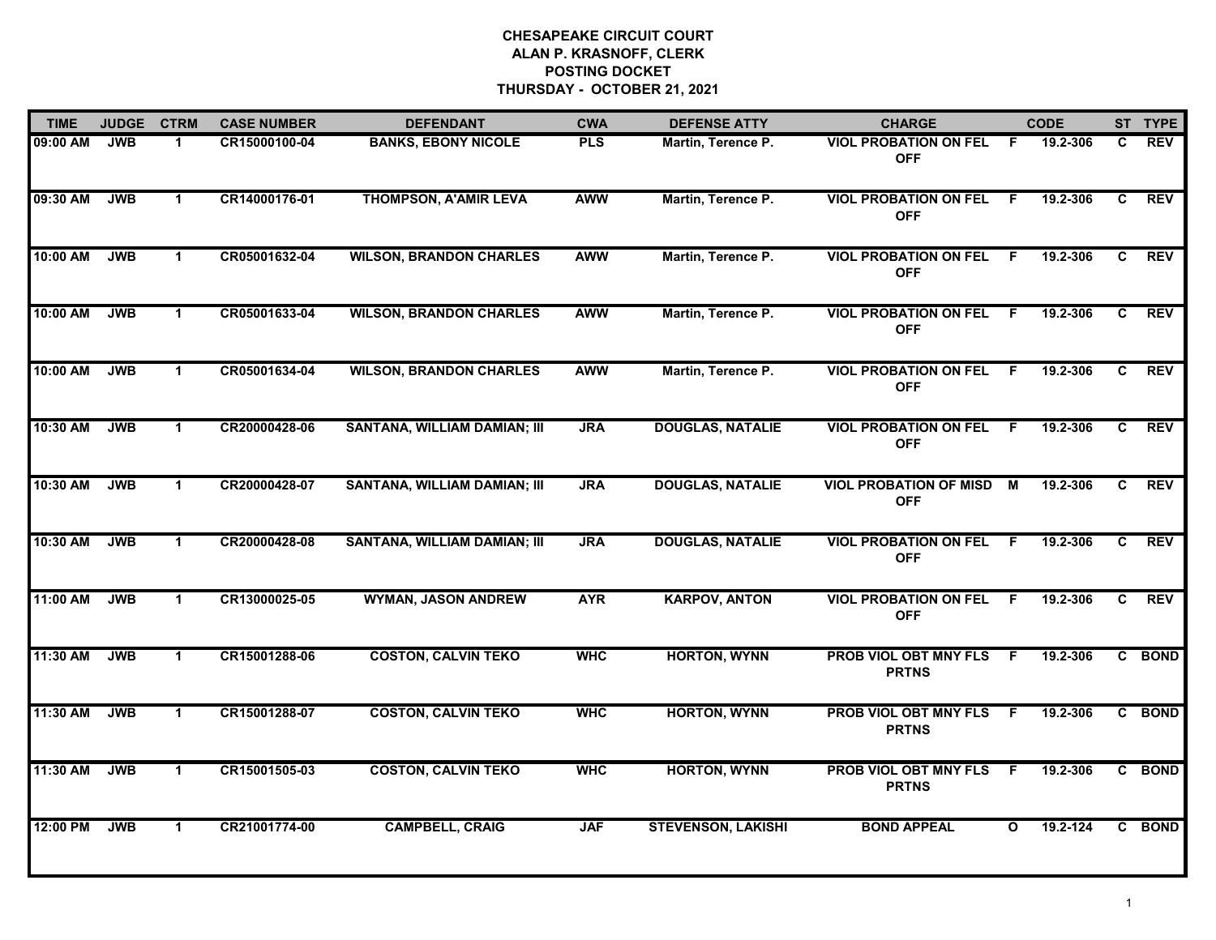**CHESAPEAKE CIRCUIT COURT**
**ALAN P. KRASNOFF, CLERK**
**POSTING DOCKET**
**THURSDAY - OCTOBER 21, 2021**

| TIME | JUDGE | CTRM | CASE NUMBER | DEFENDANT | CWA | DEFENSE ATTY | CHARGE | | CODE | ST | TYPE |
|---|---|---|---|---|---|---|---|---|---|---|---|
| 09:00 AM | JWB | 1 | CR15000100-04 | BANKS, EBONY NICOLE | PLS | Martin, Terence P. | VIOL PROBATION ON FEL OFF | F | 19.2-306 | C | REV |
| 09:30 AM | JWB | 1 | CR14000176-01 | THOMPSON, A'AMIR LEVA | AWW | Martin, Terence P. | VIOL PROBATION ON FEL OFF | F | 19.2-306 | C | REV |
| 10:00 AM | JWB | 1 | CR05001632-04 | WILSON, BRANDON CHARLES | AWW | Martin, Terence P. | VIOL PROBATION ON FEL OFF | F | 19.2-306 | C | REV |
| 10:00 AM | JWB | 1 | CR05001633-04 | WILSON, BRANDON CHARLES | AWW | Martin, Terence P. | VIOL PROBATION ON FEL OFF | F | 19.2-306 | C | REV |
| 10:00 AM | JWB | 1 | CR05001634-04 | WILSON, BRANDON CHARLES | AWW | Martin, Terence P. | VIOL PROBATION ON FEL OFF | F | 19.2-306 | C | REV |
| 10:30 AM | JWB | 1 | CR20000428-06 | SANTANA, WILLIAM DAMIAN; III | JRA | DOUGLAS, NATALIE | VIOL PROBATION ON FEL OFF | F | 19.2-306 | C | REV |
| 10:30 AM | JWB | 1 | CR20000428-07 | SANTANA, WILLIAM DAMIAN; III | JRA | DOUGLAS, NATALIE | VIOL PROBATION OF MISD OFF | M | 19.2-306 | C | REV |
| 10:30 AM | JWB | 1 | CR20000428-08 | SANTANA, WILLIAM DAMIAN; III | JRA | DOUGLAS, NATALIE | VIOL PROBATION ON FEL OFF | F | 19.2-306 | C | REV |
| 11:00 AM | JWB | 1 | CR13000025-05 | WYMAN, JASON ANDREW | AYR | KARPOV, ANTON | VIOL PROBATION ON FEL OFF | F | 19.2-306 | C | REV |
| 11:30 AM | JWB | 1 | CR15001288-06 | COSTON, CALVIN TEKO | WHC | HORTON, WYNN | PROB VIOL OBT MNY FLS PRTNS | F | 19.2-306 | C | BOND |
| 11:30 AM | JWB | 1 | CR15001288-07 | COSTON, CALVIN TEKO | WHC | HORTON, WYNN | PROB VIOL OBT MNY FLS PRTNS | F | 19.2-306 | C | BOND |
| 11:30 AM | JWB | 1 | CR15001505-03 | COSTON, CALVIN TEKO | WHC | HORTON, WYNN | PROB VIOL OBT MNY FLS PRTNS | F | 19.2-306 | C | BOND |
| 12:00 PM | JWB | 1 | CR21001774-00 | CAMPBELL, CRAIG | JAF | STEVENSON, LAKISHI | BOND APPEAL | O | 19.2-124 | C | BOND |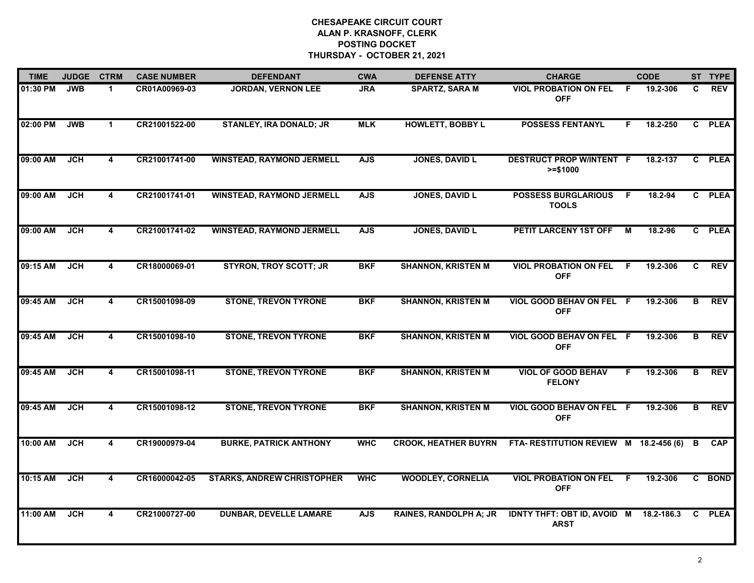**CHESAPEAKE CIRCUIT COURT**
**ALAN P. KRASNOFF, CLERK**
**POSTING DOCKET**
**THURSDAY - OCTOBER 21, 2021**

| TIME | JUDGE | CTRM | CASE NUMBER | DEFENDANT | CWA | DEFENSE ATTY | CHARGE | | CODE | ST | TYPE |
|---|---|---|---|---|---|---|---|---|---|---|---|
| 01:30 PM | JWB | 1 | CR01A00969-03 | JORDAN, VERNON LEE | JRA | SPARTZ, SARA M | VIOL PROBATION ON FEL OFF | F | 19.2-306 | C | REV |
| 02:00 PM | JWB | 1 | CR21001522-00 | STANLEY, IRA DONALD; JR | MLK | HOWLETT, BOBBY L | POSSESS FENTANYL | F | 18.2-250 | C | PLEA |
| 09:00 AM | JCH | 4 | CR21001741-00 | WINSTEAD, RAYMOND JERMELL | AJS | JONES, DAVID L | DESTRUCT PROP W/INTENT >=$1000 | F | 18.2-137 | C | PLEA |
| 09:00 AM | JCH | 4 | CR21001741-01 | WINSTEAD, RAYMOND JERMELL | AJS | JONES, DAVID L | POSSESS BURGLARIOUS TOOLS | F | 18.2-94 | C | PLEA |
| 09:00 AM | JCH | 4 | CR21001741-02 | WINSTEAD, RAYMOND JERMELL | AJS | JONES, DAVID L | PETIT LARCENY 1ST OFF | M | 18.2-96 | C | PLEA |
| 09:15 AM | JCH | 4 | CR18000069-01 | STYRON, TROY SCOTT; JR | BKF | SHANNON, KRISTEN M | VIOL PROBATION ON FEL OFF | F | 19.2-306 | C | REV |
| 09:45 AM | JCH | 4 | CR15001098-09 | STONE, TREVON TYRONE | BKF | SHANNON, KRISTEN M | VIOL GOOD BEHAV ON FEL OFF | F | 19.2-306 | B | REV |
| 09:45 AM | JCH | 4 | CR15001098-10 | STONE, TREVON TYRONE | BKF | SHANNON, KRISTEN M | VIOL GOOD BEHAV ON FEL OFF | F | 19.2-306 | B | REV |
| 09:45 AM | JCH | 4 | CR15001098-11 | STONE, TREVON TYRONE | BKF | SHANNON, KRISTEN M | VIOL OF GOOD BEHAV FELONY | F | 19.2-306 | B | REV |
| 09:45 AM | JCH | 4 | CR15001098-12 | STONE, TREVON TYRONE | BKF | SHANNON, KRISTEN M | VIOL GOOD BEHAV ON FEL OFF | F | 19.2-306 | B | REV |
| 10:00 AM | JCH | 4 | CR19000979-04 | BURKE, PATRICK ANTHONY | WHC | CROOK, HEATHER BUYRN | FTA- RESTITUTION REVIEW | M | 18.2-456 (6) | B | CAP |
| 10:15 AM | JCH | 4 | CR16000042-05 | STARKS, ANDREW CHRISTOPHER | WHC | WOODLEY, CORNELIA | VIOL PROBATION ON FEL OFF | F | 19.2-306 | C | BOND |
| 11:00 AM | JCH | 4 | CR21000727-00 | DUNBAR, DEVELLE LAMARE | AJS | RAINES, RANDOLPH A; JR | IDNTY THFT: OBT ID, AVOID ARST | M | 18.2-186.3 | C | PLEA |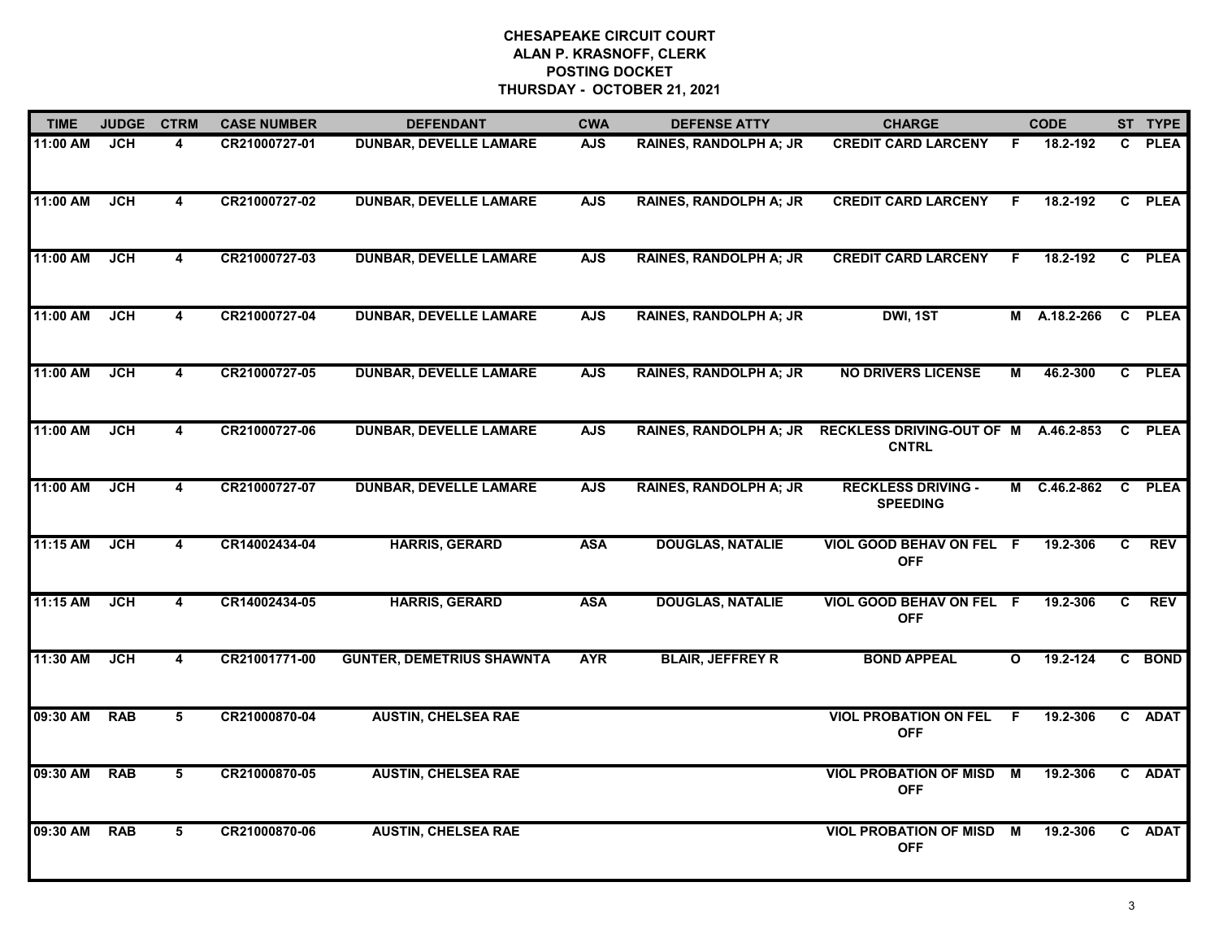# CHESAPEAKE CIRCUIT COURT
## ALAN P. KRASNOFF, CLERK
## POSTING DOCKET
## THURSDAY - OCTOBER 21, 2021

| TIME | JUDGE | CTRM | CASE NUMBER | DEFENDANT | CWA | DEFENSE ATTY | CHARGE | | CODE | ST | TYPE |
|---|---|---|---|---|---|---|---|---|---|---|---|
| 11:00 AM | JCH | 4 | CR21000727-01 | DUNBAR, DEVELLE LAMARE | AJS | RAINES, RANDOLPH A; JR | CREDIT CARD LARCENY | F | 18.2-192 | C | PLEA |
| 11:00 AM | JCH | 4 | CR21000727-02 | DUNBAR, DEVELLE LAMARE | AJS | RAINES, RANDOLPH A; JR | CREDIT CARD LARCENY | F | 18.2-192 | C | PLEA |
| 11:00 AM | JCH | 4 | CR21000727-03 | DUNBAR, DEVELLE LAMARE | AJS | RAINES, RANDOLPH A; JR | CREDIT CARD LARCENY | F | 18.2-192 | C | PLEA |
| 11:00 AM | JCH | 4 | CR21000727-04 | DUNBAR, DEVELLE LAMARE | AJS | RAINES, RANDOLPH A; JR | DWI, 1ST | M | A.18.2-266 | C | PLEA |
| 11:00 AM | JCH | 4 | CR21000727-05 | DUNBAR, DEVELLE LAMARE | AJS | RAINES, RANDOLPH A; JR | NO DRIVERS LICENSE | M | 46.2-300 | C | PLEA |
| 11:00 AM | JCH | 4 | CR21000727-06 | DUNBAR, DEVELLE LAMARE | AJS | RAINES, RANDOLPH A; JR | RECKLESS DRIVING-OUT OF CNTRL | M | A.46.2-853 | C | PLEA |
| 11:00 AM | JCH | 4 | CR21000727-07 | DUNBAR, DEVELLE LAMARE | AJS | RAINES, RANDOLPH A; JR | RECKLESS DRIVING - SPEEDING | M | C.46.2-862 | C | PLEA |
| 11:15 AM | JCH | 4 | CR14002434-04 | HARRIS, GERARD | ASA | DOUGLAS, NATALIE | VIOL GOOD BEHAV ON FEL OFF | F | 19.2-306 | C | REV |
| 11:15 AM | JCH | 4 | CR14002434-05 | HARRIS, GERARD | ASA | DOUGLAS, NATALIE | VIOL GOOD BEHAV ON FEL OFF | F | 19.2-306 | C | REV |
| 11:30 AM | JCH | 4 | CR21001771-00 | GUNTER, DEMETRIUS SHAWNTA | AYR | BLAIR, JEFFREY R | BOND APPEAL | O | 19.2-124 | C | BOND |
| 09:30 AM | RAB | 5 | CR21000870-04 | AUSTIN, CHELSEA RAE | | | VIOL PROBATION ON FEL OFF | F | 19.2-306 | C | ADAT |
| 09:30 AM | RAB | 5 | CR21000870-05 | AUSTIN, CHELSEA RAE | | | VIOL PROBATION OF MISD OFF | M | 19.2-306 | C | ADAT |
| 09:30 AM | RAB | 5 | CR21000870-06 | AUSTIN, CHELSEA RAE | | | VIOL PROBATION OF MISD OFF | M | 19.2-306 | C | ADAT |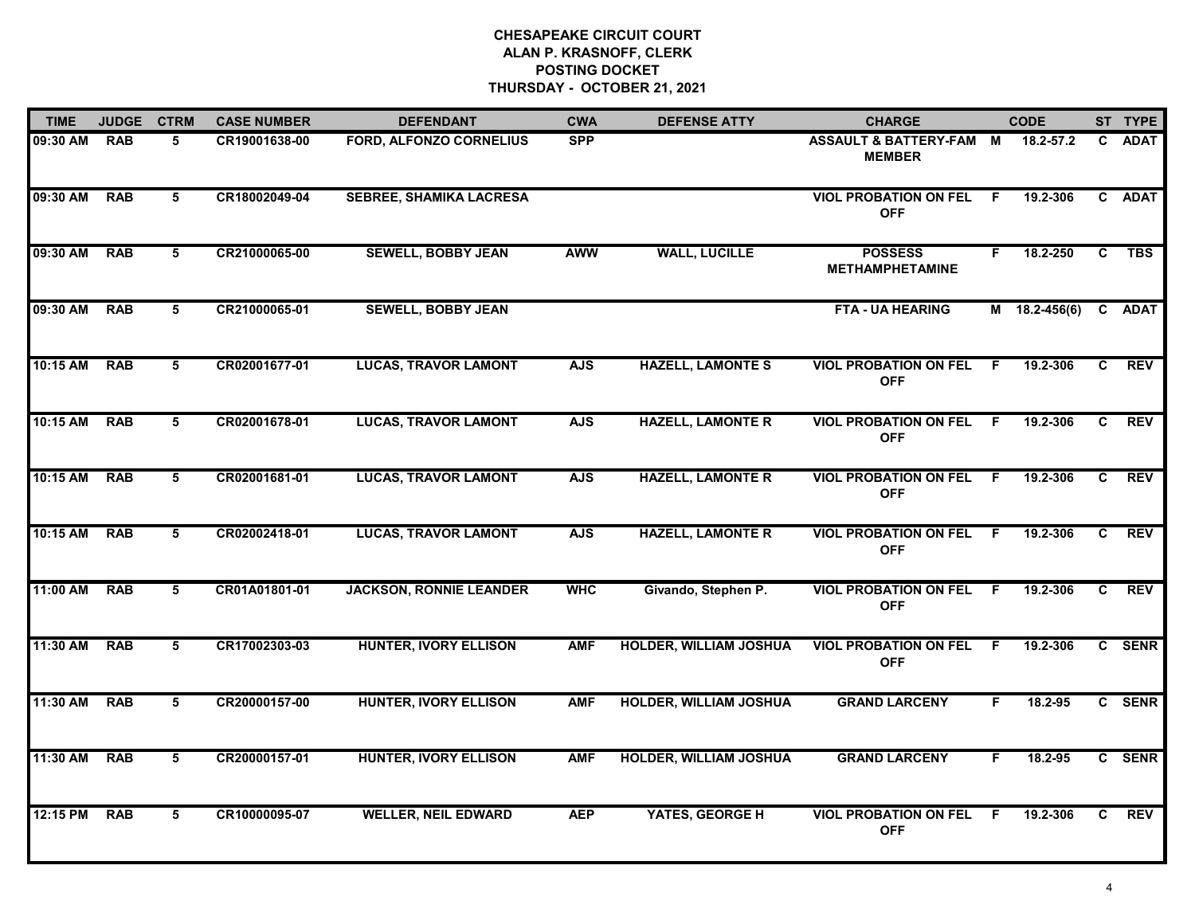**CHESAPEAKE CIRCUIT COURT**
**ALAN P. KRASNOFF, CLERK**
**POSTING DOCKET**
**THURSDAY - OCTOBER 21, 2021**

| TIME | JUDGE | CTRM | CASE NUMBER | DEFENDANT | CWA | DEFENSE ATTY | CHARGE | | CODE | ST | TYPE |
|---|---|---|---|---|---|---|---|---|---|---|---|
| 09:30 AM | RAB | 5 | CR19001638-00 | FORD, ALFONZO CORNELIUS | SPP | | ASSAULT & BATTERY-FAM MEMBER | M | 18.2-57.2 | C | ADAT |
| 09:30 AM | RAB | 5 | CR18002049-04 | SEBREE, SHAMIKA LACRESA | | | VIOL PROBATION ON FEL OFF | F | 19.2-306 | C | ADAT |
| 09:30 AM | RAB | 5 | CR21000065-00 | SEWELL, BOBBY JEAN | AWW | WALL, LUCILLE | POSSESS METHAMPHETAMINE | F | 18.2-250 | C | TBS |
| 09:30 AM | RAB | 5 | CR21000065-01 | SEWELL, BOBBY JEAN | | | FTA - UA HEARING | M | 18.2-456(6) | C | ADAT |
| 10:15 AM | RAB | 5 | CR02001677-01 | LUCAS, TRAVOR LAMONT | AJS | HAZELL, LAMONTE S | VIOL PROBATION ON FEL OFF | F | 19.2-306 | C | REV |
| 10:15 AM | RAB | 5 | CR02001678-01 | LUCAS, TRAVOR LAMONT | AJS | HAZELL, LAMONTE R | VIOL PROBATION ON FEL OFF | F | 19.2-306 | C | REV |
| 10:15 AM | RAB | 5 | CR02001681-01 | LUCAS, TRAVOR LAMONT | AJS | HAZELL, LAMONTE R | VIOL PROBATION ON FEL OFF | F | 19.2-306 | C | REV |
| 10:15 AM | RAB | 5 | CR02002418-01 | LUCAS, TRAVOR LAMONT | AJS | HAZELL, LAMONTE R | VIOL PROBATION ON FEL OFF | F | 19.2-306 | C | REV |
| 11:00 AM | RAB | 5 | CR01A01801-01 | JACKSON, RONNIE LEANDER | WHC | Givando, Stephen P. | VIOL PROBATION ON FEL OFF | F | 19.2-306 | C | REV |
| 11:30 AM | RAB | 5 | CR17002303-03 | HUNTER, IVORY ELLISON | AMF | HOLDER, WILLIAM JOSHUA | VIOL PROBATION ON FEL OFF | F | 19.2-306 | C | SENR |
| 11:30 AM | RAB | 5 | CR20000157-00 | HUNTER, IVORY ELLISON | AMF | HOLDER, WILLIAM JOSHUA | GRAND LARCENY | F | 18.2-95 | C | SENR |
| 11:30 AM | RAB | 5 | CR20000157-01 | HUNTER, IVORY ELLISON | AMF | HOLDER, WILLIAM JOSHUA | GRAND LARCENY | F | 18.2-95 | C | SENR |
| 12:15 PM | RAB | 5 | CR10000095-07 | WELLER, NEIL EDWARD | AEP | YATES, GEORGE H | VIOL PROBATION ON FEL OFF | F | 19.2-306 | C | REV |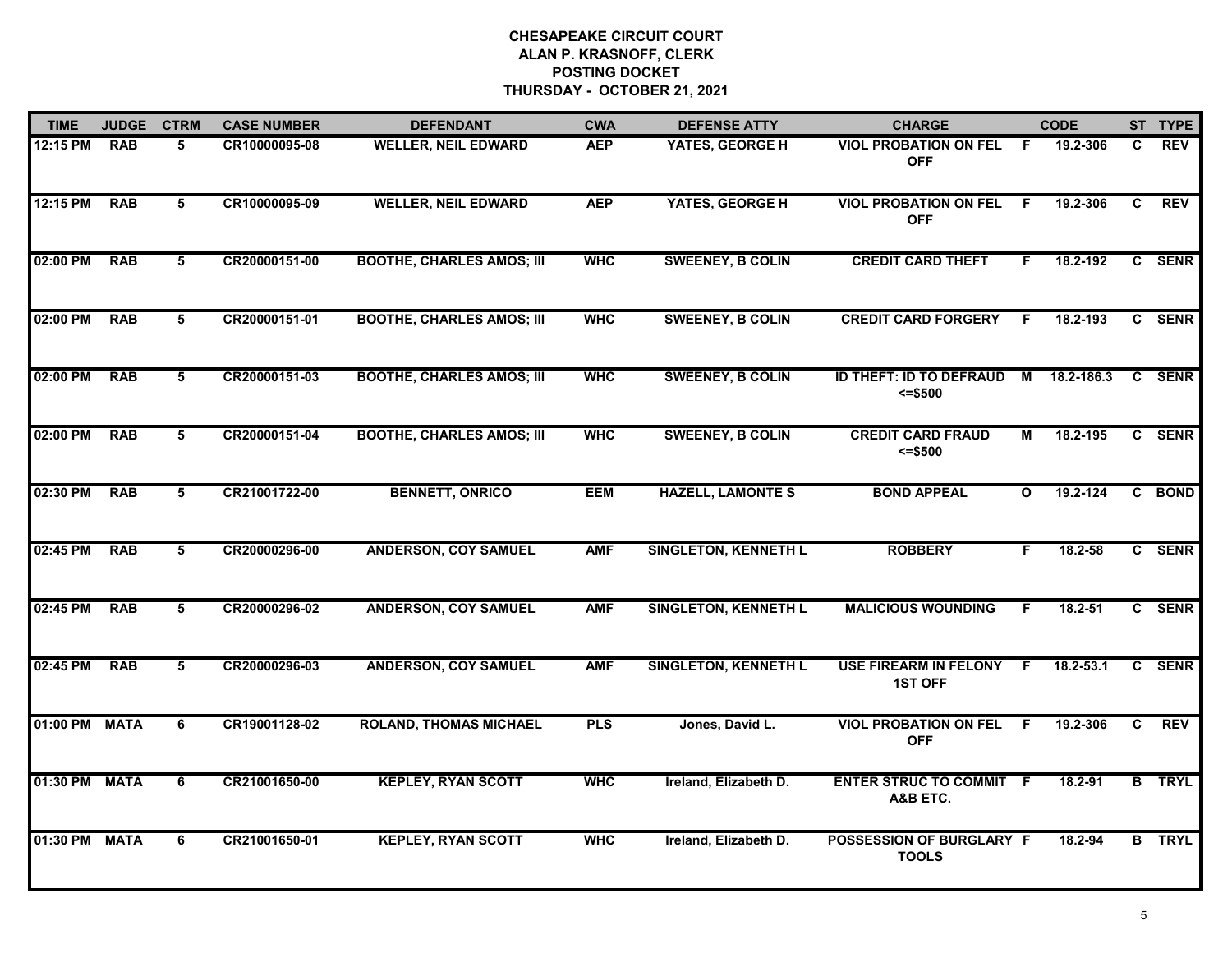# CHESAPEAKE CIRCUIT COURT
## ALAN P. KRASNOFF, CLERK
## POSTING DOCKET
## THURSDAY - OCTOBER 21, 2021

| TIME | JUDGE | CTRM | CASE NUMBER | DEFENDANT | CWA | DEFENSE ATTY | CHARGE | | CODE | ST | TYPE |
|---|---|---|---|---|---|---|---|---|---|---|---|
| 12:15 PM | RAB | 5 | CR10000095-08 | WELLER, NEIL EDWARD | AEP | YATES, GEORGE H | VIOL PROBATION ON FEL OFF | F | 19.2-306 | C | REV |
| 12:15 PM | RAB | 5 | CR10000095-09 | WELLER, NEIL EDWARD | AEP | YATES, GEORGE H | VIOL PROBATION ON FEL OFF | F | 19.2-306 | C | REV |
| 02:00 PM | RAB | 5 | CR20000151-00 | BOOTHE, CHARLES AMOS; III | WHC | SWEENEY, B COLIN | CREDIT CARD THEFT | F | 18.2-192 | C | SENR |
| 02:00 PM | RAB | 5 | CR20000151-01 | BOOTHE, CHARLES AMOS; III | WHC | SWEENEY, B COLIN | CREDIT CARD FORGERY | F | 18.2-193 | C | SENR |
| 02:00 PM | RAB | 5 | CR20000151-03 | BOOTHE, CHARLES AMOS; III | WHC | SWEENEY, B COLIN | ID THEFT: ID TO DEFRAUD <=$500 | M | 18.2-186.3 | C | SENR |
| 02:00 PM | RAB | 5 | CR20000151-04 | BOOTHE, CHARLES AMOS; III | WHC | SWEENEY, B COLIN | CREDIT CARD FRAUD <=$500 | M | 18.2-195 | C | SENR |
| 02:30 PM | RAB | 5 | CR21001722-00 | BENNETT, ONRICO | EEM | HAZELL, LAMONTE S | BOND APPEAL | O | 19.2-124 | C | BOND |
| 02:45 PM | RAB | 5 | CR20000296-00 | ANDERSON, COY SAMUEL | AMF | SINGLETON, KENNETH L | ROBBERY | F | 18.2-58 | C | SENR |
| 02:45 PM | RAB | 5 | CR20000296-02 | ANDERSON, COY SAMUEL | AMF | SINGLETON, KENNETH L | MALICIOUS WOUNDING | F | 18.2-51 | C | SENR |
| 02:45 PM | RAB | 5 | CR20000296-03 | ANDERSON, COY SAMUEL | AMF | SINGLETON, KENNETH L | USE FIREARM IN FELONY 1ST OFF | F | 18.2-53.1 | C | SENR |
| 01:00 PM | MATA | 6 | CR19001128-02 | ROLAND, THOMAS MICHAEL | PLS | Jones, David L. | VIOL PROBATION ON FEL OFF | F | 19.2-306 | C | REV |
| 01:30 PM | MATA | 6 | CR21001650-00 | KEPLEY, RYAN SCOTT | WHC | Ireland, Elizabeth D. | ENTER STRUC TO COMMIT A&B ETC. | F | 18.2-91 | B | TRYL |
| 01:30 PM | MATA | 6 | CR21001650-01 | KEPLEY, RYAN SCOTT | WHC | Ireland, Elizabeth D. | POSSESSION OF BURGLARY TOOLS | F | 18.2-94 | B | TRYL |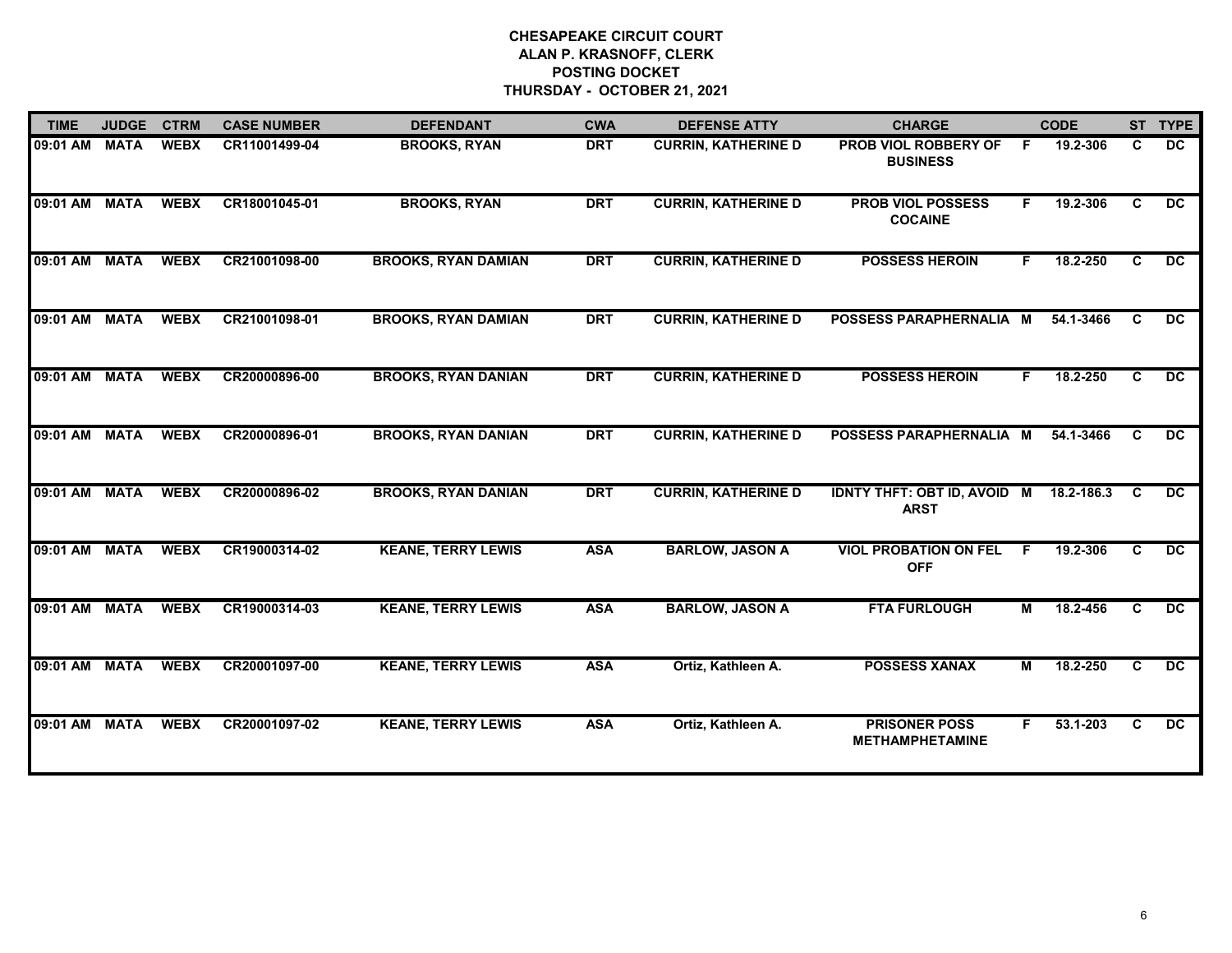**CHESAPEAKE CIRCUIT COURT**
**ALAN P. KRASNOFF, CLERK**
**POSTING DOCKET**
**THURSDAY - OCTOBER 21, 2021**

| TIME | JUDGE | CTRM | CASE NUMBER | DEFENDANT | CWA | DEFENSE ATTY | CHARGE | | CODE | ST | TYPE |
|---|---|---|---|---|---|---|---|---|---|---|---|
| 09:01 AM | MATA | WEBX | CR11001499-04 | BROOKS, RYAN | DRT | CURRIN, KATHERINE D | PROB VIOL ROBBERY OF BUSINESS | F | 19.2-306 | C | DC |
| 09:01 AM | MATA | WEBX | CR18001045-01 | BROOKS, RYAN | DRT | CURRIN, KATHERINE D | PROB VIOL POSSESS COCAINE | F | 19.2-306 | C | DC |
| 09:01 AM | MATA | WEBX | CR21001098-00 | BROOKS, RYAN DAMIAN | DRT | CURRIN, KATHERINE D | POSSESS HEROIN | F | 18.2-250 | C | DC |
| 09:01 AM | MATA | WEBX | CR21001098-01 | BROOKS, RYAN DAMIAN | DRT | CURRIN, KATHERINE D | POSSESS PARAPHERNALIA | M | 54.1-3466 | C | DC |
| 09:01 AM | MATA | WEBX | CR20000896-00 | BROOKS, RYAN DANIAN | DRT | CURRIN, KATHERINE D | POSSESS HEROIN | F | 18.2-250 | C | DC |
| 09:01 AM | MATA | WEBX | CR20000896-01 | BROOKS, RYAN DANIAN | DRT | CURRIN, KATHERINE D | POSSESS PARAPHERNALIA | M | 54.1-3466 | C | DC |
| 09:01 AM | MATA | WEBX | CR20000896-02 | BROOKS, RYAN DANIAN | DRT | CURRIN, KATHERINE D | IDNTY THFT: OBT ID, AVOID ARST | M | 18.2-186.3 | C | DC |
| 09:01 AM | MATA | WEBX | CR19000314-02 | KEANE, TERRY LEWIS | ASA | BARLOW, JASON A | VIOL PROBATION ON FEL OFF | F | 19.2-306 | C | DC |
| 09:01 AM | MATA | WEBX | CR19000314-03 | KEANE, TERRY LEWIS | ASA | BARLOW, JASON A | FTA FURLOUGH | M | 18.2-456 | C | DC |
| 09:01 AM | MATA | WEBX | CR20001097-00 | KEANE, TERRY LEWIS | ASA | Ortiz, Kathleen A. | POSSESS XANAX | M | 18.2-250 | C | DC |
| 09:01 AM | MATA | WEBX | CR20001097-02 | KEANE, TERRY LEWIS | ASA | Ortiz, Kathleen A. | PRISONER POSS METHAMPHETAMINE | F | 53.1-203 | C | DC |